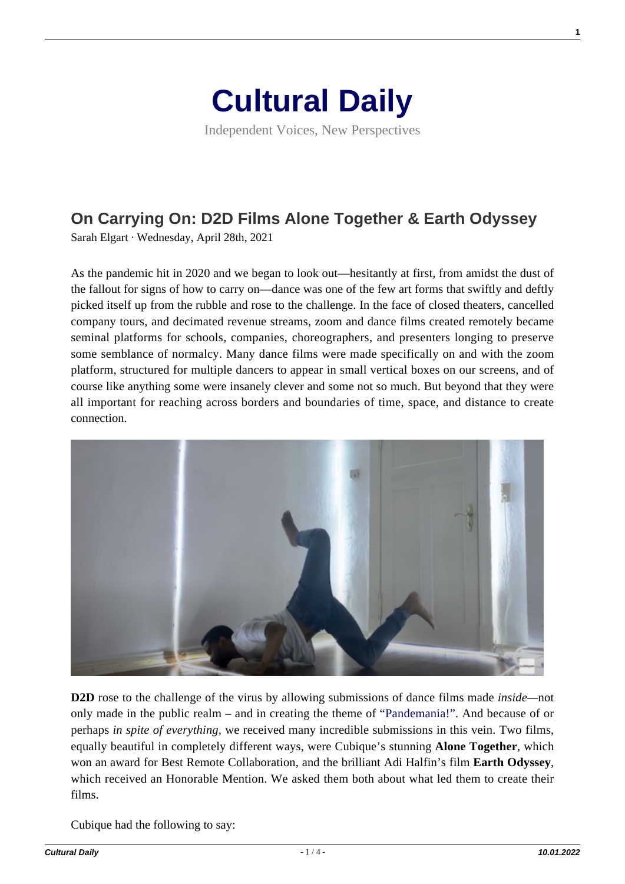# Cultural Daily

Independent Voices, New Perspectives

## On Carrying On: D2D Films Alone Together & Earth Odyssey

Sarah Elgart · Wednesday, April 28th, 2021

As the pandemic hit in 2020 and we began to look out—hesitantly at first, from amidst the dust of the fallout for signs of how to carry on—dance was one of the few art forms that swiftly and deftly picked itself up from the rubble and rose to the challenge. In the face of closed theaters, cancelled company tours, and decimated revenue streams, zoom and dance films created remotely became seminal platforms for schools, companies, choreographers, and presenters longing to preserve some semblance of normalcy. Many dance films were made specifically on and with the zoom platform, structured for multiple dancers to appear in small vertical boxes on our screens, and of course like anything some were insanely clever and some not so much. But beyond that they were all important for reaching across borders and boundaries of time, space, and distance to create connection.

**D2D** rose to the challenge of the virus by allowing submissions of dance films made *inside*—not only made in the public realm – and in creating the theme of "Pandemania!". And because of or perhaps *in spite of everything*, we received many incredible submissions in this vein. Two films, equally beautiful in completely different ways, were Cubique's stunning **Alone Together**, which won an award for Best Remote Collaboration, and the brilliant Adi Halfin's film **Earth Odyssey**, which received an Honorable Mention. We asked them both about what led them to create their films.

Cubique had the following to say: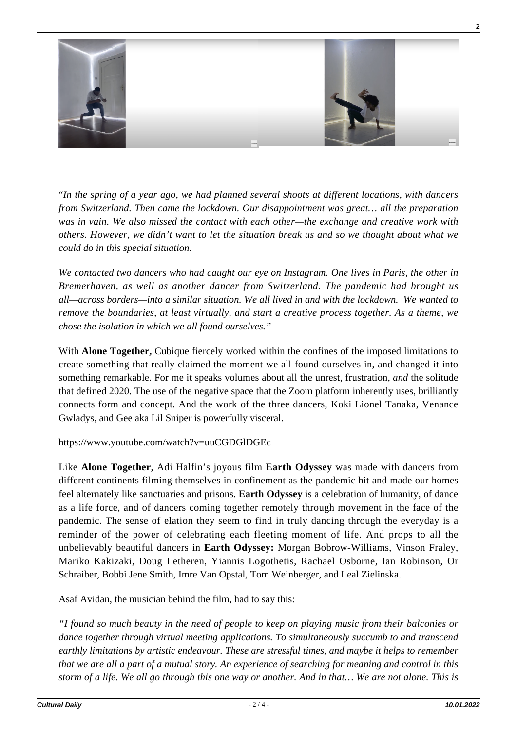"*In the spring of a year ago, we had planned several shoots at different locations, with dancers from Switzerland. Then came the lockdown. Our disappointment was great… all the preparation was in vain. We also missed the contact with each other—the exchange and creative work with others. However, we didn't want to let the situation break us and so we thought about what we could do in this special situation.*

*We contacted two dancers who had caught our eye on Instagram. One lives in Paris, the other in Bremerhaven, as well as another dancer from Switzerland. The pandemic had brought us all—across borders—into a similar situation. We all lived in and with the lockdown. We wanted to remove the boundaries, at least virtually, and start a creative process together. As a theme, we chose the isolation in which we all found ourselves."*

With **Alone Together,** Cubique fiercely worked within the confines of the imposed limitations to create something that really claimed the moment we all found ourselves in, and changed it into something remarkable. For me it speaks volumes about all the unrest, frustration, *and* the solitude that defined 2020. The use of the negative space that the Zoom platform inherently uses, brilliantly connects form and concept. And the work of the three dancers, Koki Lionel Tanaka, Venance Gwladys, and Gee aka Lil Sniper is powerfully visceral.

https://www.youtube.com/watch?v=uuCGDGlDGEc

Like **Alone Together**, Adi Halfin's joyous film **Earth Odyssey** was made with dancers from different continents filming themselves in confinement as the pandemic hit and made our homes feel alternately like sanctuaries and prisons. **Earth Odyssey** is a celebration of humanity, of dance as a life force, and of dancers coming together remotely through movement in the face of the pandemic. The sense of elation they seem to find in truly dancing through the everyday is a reminder of the power of celebrating each fleeting moment of life. And props to all the unbelievably beautiful dancers in **Earth Odyssey:** Morgan Bobrow-Williams, Vinson Fraley, Mariko Kakizaki, Doug Letheren, Yiannis Logothetis, Rachael Osborne, Ian Robinson, Or Schraiber, Bobbi Jene Smith, Imre Van Opstal, Tom Weinberger, and Leal Zielinska.

Asaf Avidan, the musician behind the film, had to say this:

*"I found so much beauty in the need of people to keep on playing music from their balconies or dance together through virtual meeting applications. To simultaneously succumb to and transcend earthly limitations by artistic endeavour. These are stressful times, and maybe it helps to remember that we are all a part of a mutual story. An experience of searching for meaning and control in this storm of a life. We all go through this one way or another. And in that… We are not alone. This is*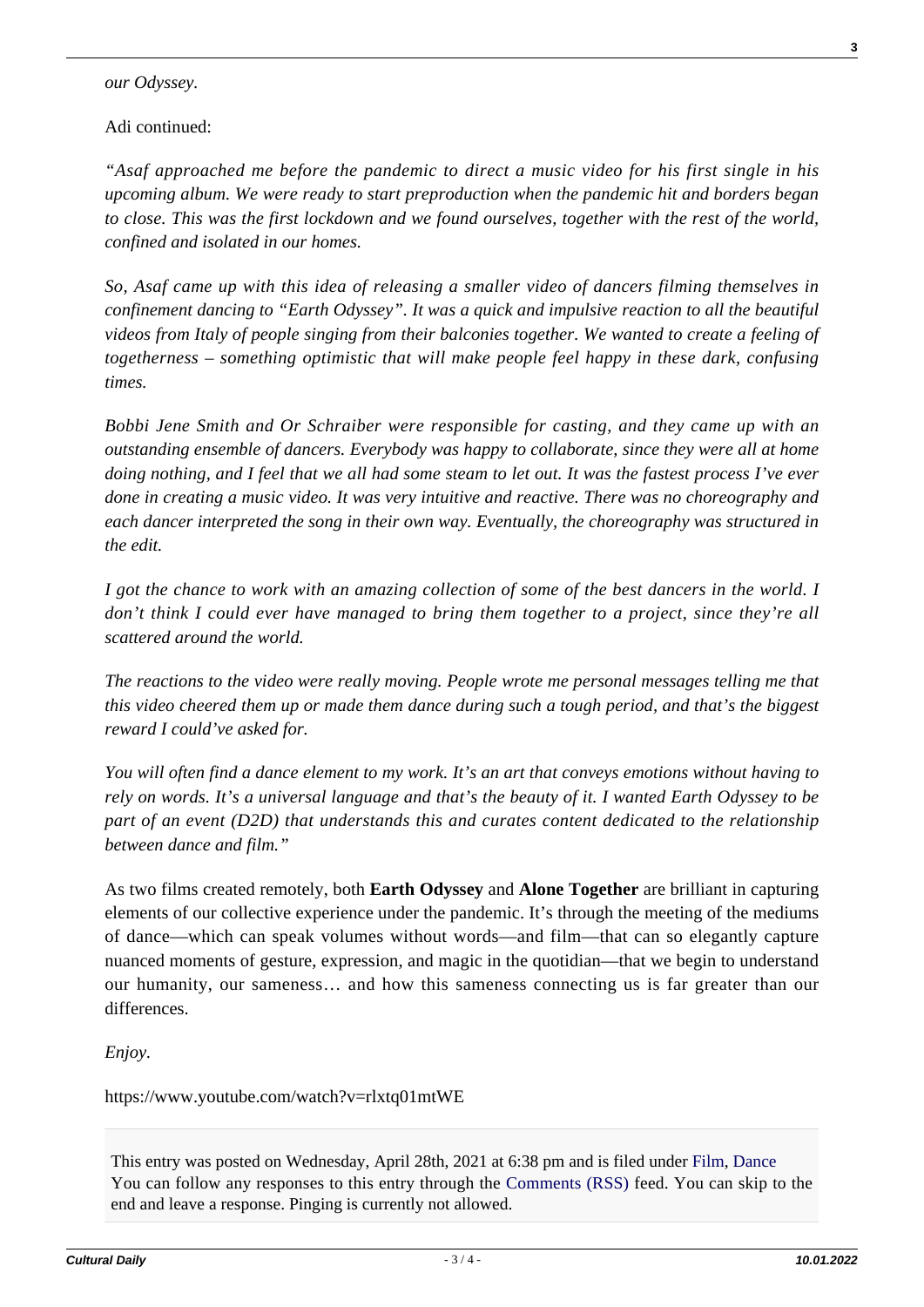*our Odyssey.*

Adi continued:

*"Asaf approached me before the pandemic to direct a music video for his first single in his upcoming album. We were ready to start preproduction when the pandemic hit and borders began to close. This was the first lockdown and we found ourselves, together with the rest of the world, confined and isolated in our homes.*

*So, Asaf came up with this idea of releasing a smaller video of dancers filming themselves in confinement dancing to "Earth Odyssey". It was a quick and impulsive reaction to all the beautiful videos from Italy of people singing from their balconies together. We wanted to create a feeling of togetherness – something optimistic that will make people feel happy in these dark, confusing times.*

*Bobbi Jene Smith and Or Schraiber were responsible for casting, and they came up with an outstanding ensemble of dancers. Everybody was happy to collaborate, since they were all at home doing nothing, and I feel that we all had some steam to let out. It was the fastest process I've ever done in creating a music video. It was very intuitive and reactive. There was no choreography and each dancer interpreted the song in their own way. Eventually, the choreography was structured in the edit.*

*I got the chance to work with an amazing collection of some of the best dancers in the world. I don't think I could ever have managed to bring them together to a project, since they're all scattered around the world.*

*The reactions to the video were really moving. People wrote me personal messages telling me that this video cheered them up or made them dance during such a tough period, and that's the biggest reward I could've asked for.*

*You will often find a dance element to my work. It's an art that conveys emotions without having to rely on words. It's a universal language and that's the beauty of it. I wanted Earth Odyssey to be part of an event (D2D) that understands this and curates content dedicated to the relationship between dance and film."*

As two films created remotely, both **Earth Odyssey** and **Alone Together** are brilliant in capturing elements of our collective experience under the pandemic. It's through the meeting of the mediums of dance—which can speak volumes without words—and film—that can so elegantly capture nuanced moments of gesture, expression, and magic in the quotidian—that we begin to understand our humanity, our sameness… and how this sameness connecting us is far greater than our differences.

*Enjoy.*

https://www.youtube.com/watch?v=rlxtq01mtWE

This entry was posted on Wednesday, April 28th, 2021 at 6:38 pm and is filed under Film, Dance
You can follow any responses to this entry through the Comments (RSS) feed. You can skip to the end and leave a response. Pinging is currently not allowed.